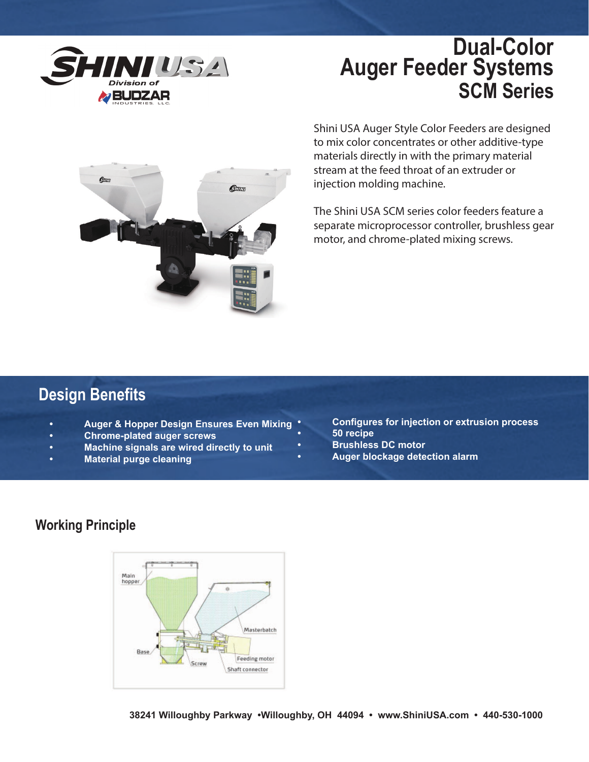# Dual-Color Auger Feeder Systems SCM Series

Shini USA Auger Style Color Feeders are designed to mix color concentrates or other additive-type materials directly in with the primary material stream at the feed throat of an extruder or injection molding machine.

The Shini USA SCM series color feeders feature a separate microprocessor controller, brushless gear motor, and chrome-plated mixing screws.

## Design Benefits

- **Auger & Hopper Design Ensures Even Mixing**
- **Chrome-plated auger screws**
- **Machine signals are wired directly to unit**
- **Material purge cleaning**
- **Configures for injection or extrusion process**
- **50 recipe**
- **Brushless DC motor**
- **Auger blockage detection alarm**

## Working Principle

Main hopper

Masterbatch

Base

Screw

Feeding motor

Shaft connector

**38241 Willoughby Parkway •Willoughby, OH 44094 • www.ShiniUSA.com • 440-530-1000**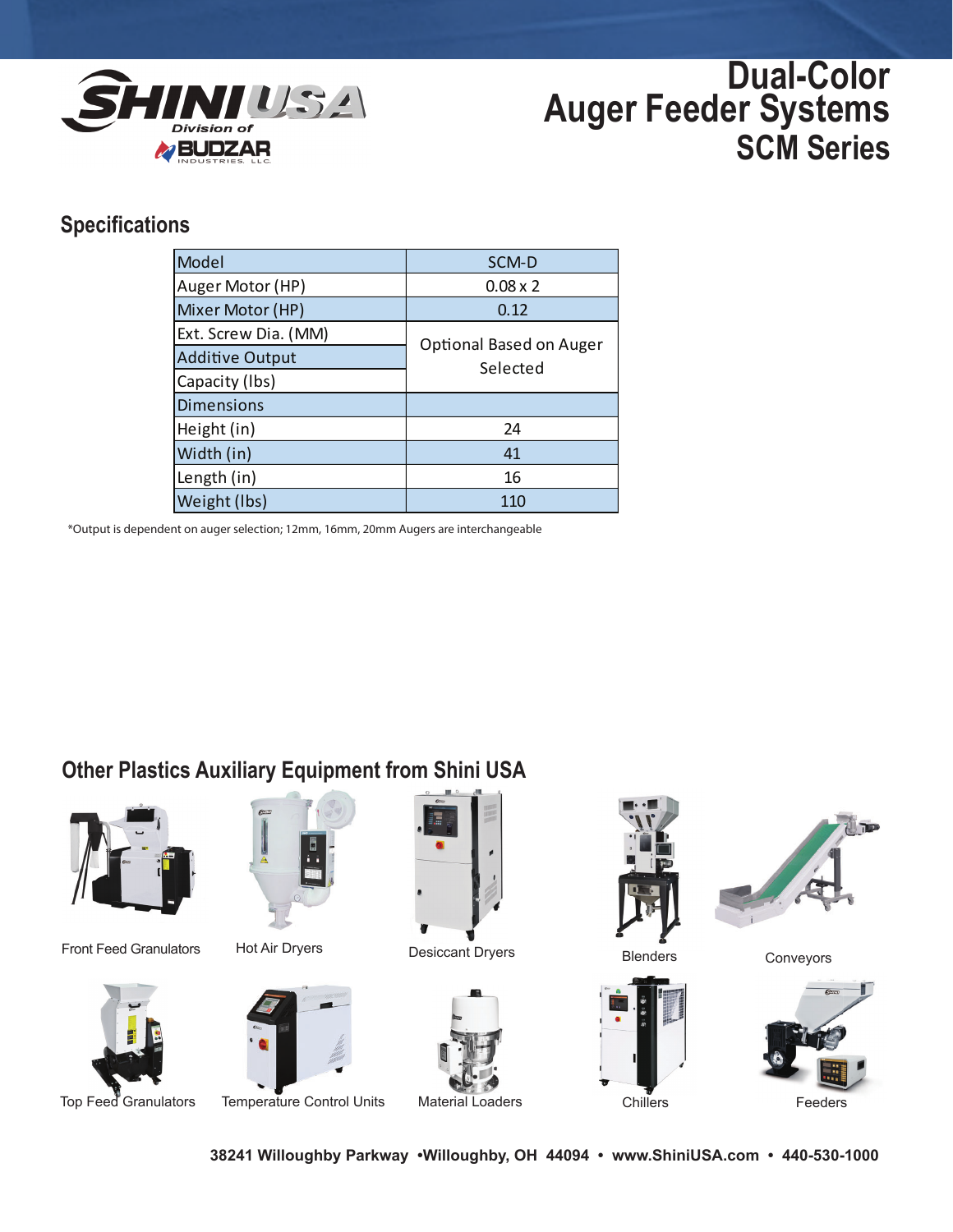# Dual-Color Auger Feeder Systems SCM Series

## Specifications

| Model | SCM-D |
|---|---|
| Auger Motor (HP) | 0.08 x 2 |
| Mixer Motor (HP) | 0.12 |
| Ext. Screw Dia. (MM) | Optional Based on Auger Selected |
| Additive Output | |
| Capacity (lbs) | |
| Dimensions | |
| Height (in) | 24 |
| Width (in) | 41 |
| Length (in) | 16 |
| Weight (lbs) | 110 |

*Output is dependent on auger selection; 12mm, 16mm, 20mm Augers are interchangeable

## Other Plastics Auxiliary Equipment from Shini USA

Front Feed Granulators

Hot Air Dryers

Desiccant Dryers

Blenders

Conveyors

Top Feed Granulators

Temperature Control Units

Material Loaders

Chillers

Feeders

**38241 Willoughby Parkway •Willoughby, OH 44094 • www.ShiniUSA.com • 440-530-1000**